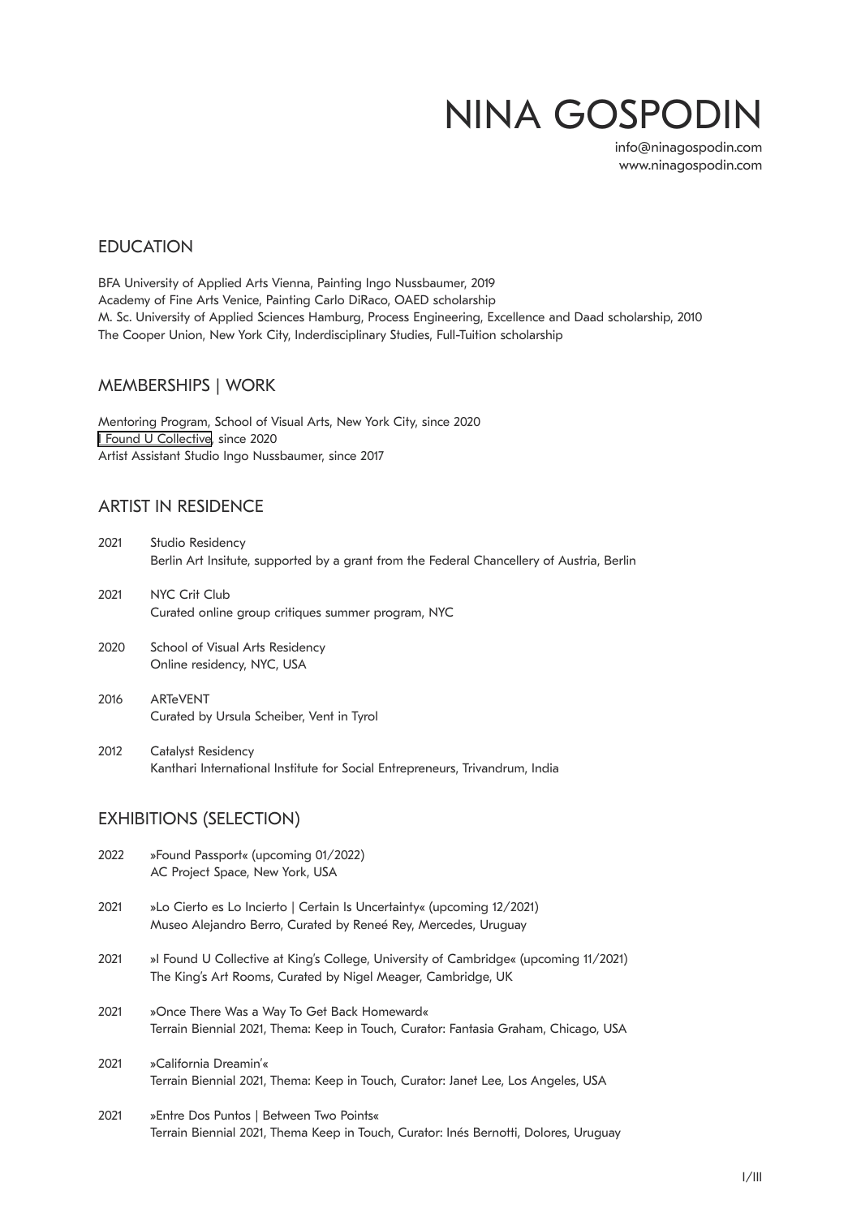# NINA GOSPODIN

info@ninagospodin.com
www.ninagospodin.com

## EDUCATION

BFA University of Applied Arts Vienna, Painting Ingo Nussbaumer, 2019
Academy of Fine Arts Venice, Painting Carlo DiRaco, OAED scholarship
M. Sc. University of Applied Sciences Hamburg, Process Engineering, Excellence and Daad scholarship, 2010
The Cooper Union, New York City, Inderdisciplinary Studies, Full-Tuition scholarship

## MEMBERSHIPS | WORK

Mentoring Program, School of Visual Arts, New York City, since 2020
I Found U Collective, since 2020
Artist Assistant Studio Ingo Nussbaumer, since 2017

## ARTIST IN RESIDENCE

2021 Studio Residency
Berlin Art Insitute, supported by a grant from the Federal Chancellery of Austria, Berlin

2021 NYC Crit Club
Curated online group critiques summer program, NYC

2020 School of Visual Arts Residency
Online residency, NYC, USA

2016 ARTeVENT
Curated by Ursula Scheiber, Vent in Tyrol

2012 Catalyst Residency
Kanthari International Institute for Social Entrepreneurs, Trivandrum, India

## EXHIBITIONS (SELECTION)

2022 »Found Passport« (upcoming 01/2022)
AC Project Space, New York, USA

2021 »Lo Cierto es Lo Incierto | Certain Is Uncertainty« (upcoming 12/2021)
Museo Alejandro Berro, Curated by Reneé Rey, Mercedes, Uruguay

2021 »I Found U Collective at King's College, University of Cambridge« (upcoming 11/2021)
The King's Art Rooms, Curated by Nigel Meager, Cambridge, UK

2021 »Once There Was a Way To Get Back Homeward«
Terrain Biennial 2021, Thema: Keep in Touch, Curator: Fantasia Graham, Chicago, USA

2021 »California Dreamin'«
Terrain Biennial 2021, Thema: Keep in Touch, Curator: Janet Lee, Los Angeles, USA

2021 »Entre Dos Puntos | Between Two Points«
Terrain Biennial 2021, Thema Keep in Touch, Curator: Inés Bernotti, Dolores, Uruguay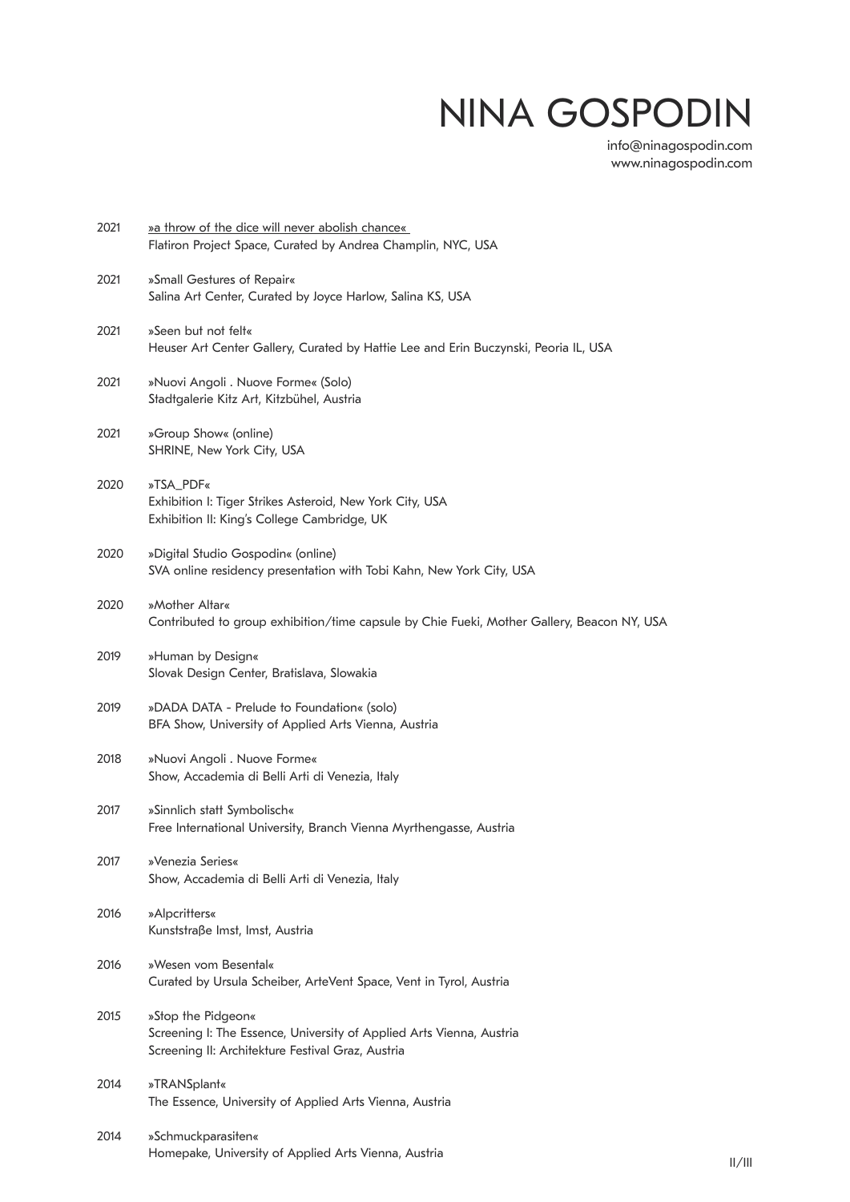# NINA GOSPODIN

info@ninagospodin.com
www.ninagospodin.com

2021 »a throw of the dice will never abolish chance«
Flatiron Project Space, Curated by Andrea Champlin, NYC, USA

2021 »Small Gestures of Repair«
Salina Art Center, Curated by Joyce Harlow, Salina KS, USA

2021 »Seen but not felt«
Heuser Art Center Gallery, Curated by Hattie Lee and Erin Buczynski, Peoria IL, USA

2021 »Nuovi Angoli . Nuove Forme« (Solo)
Stadtgalerie Kitz Art, Kitzbühel, Austria

2021 »Group Show« (online)
SHRINE, New York City, USA

2020 »TSA_PDF«
Exhibition I: Tiger Strikes Asteroid, New York City, USA
Exhibition II: King's College Cambridge, UK

2020 »Digital Studio Gospodin« (online)
SVA online residency presentation with Tobi Kahn, New York City, USA

2020 »Mother Altar«
Contributed to group exhibition/time capsule by Chie Fueki, Mother Gallery, Beacon NY, USA

2019 »Human by Design«
Slovak Design Center, Bratislava, Slowakia

2019 »DADA DATA - Prelude to Foundation« (solo)
BFA Show, University of Applied Arts Vienna, Austria

2018 »Nuovi Angoli . Nuove Forme«
Show, Accademia di Belli Arti di Venezia, Italy

2017 »Sinnlich statt Symbolisch«
Free International University, Branch Vienna Myrthengasse, Austria

2017 »Venezia Series«
Show, Accademia di Belli Arti di Venezia, Italy

2016 »Alpcritters«
Kunststraße Imst, Imst, Austria

2016 »Wesen vom Besental«
Curated by Ursula Scheiber, ArteVent Space, Vent in Tyrol, Austria

2015 »Stop the Pidgeon«
Screening I: The Essence, University of Applied Arts Vienna, Austria
Screening II: Architekture Festival Graz, Austria

2014 »TRANSplant«
The Essence, University of Applied Arts Vienna, Austria

2014 »Schmuckparasiten«
Homepake, University of Applied Arts Vienna, Austria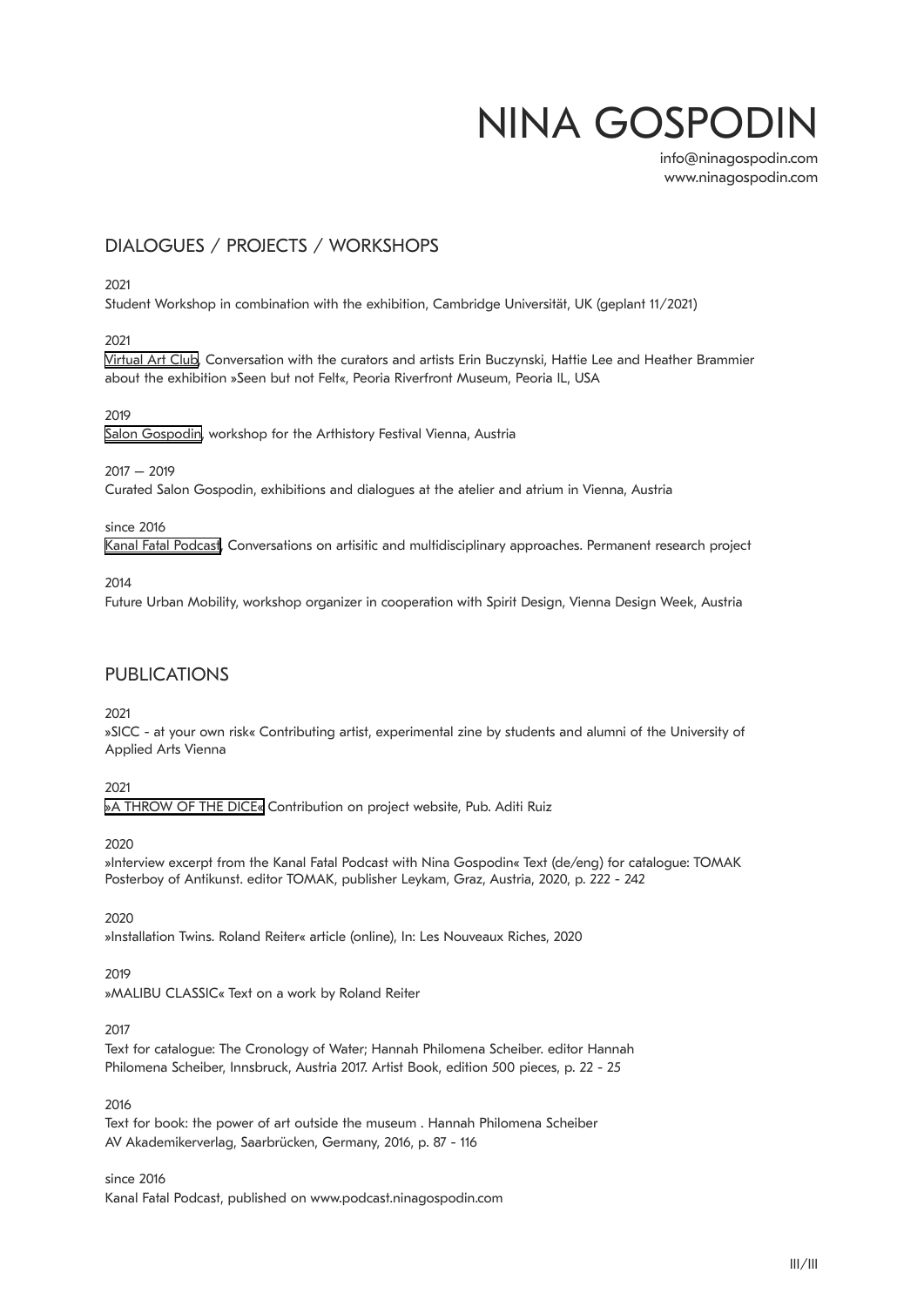# NINA GOSPODIN

info@ninagospodin.com
www.ninagospodin.com

## DIALOGUES / PROJECTS / WORKSHOPS

2021
Student Workshop in combination with the exhibition, Cambridge Universität, UK (geplant 11/2021)

2021
Virtual Art Club, Conversation with the curators and artists Erin Buczynski, Hattie Lee and Heather Brammier about the exhibition »Seen but not Felt«, Peoria Riverfront Museum, Peoria IL, USA

2019
Salon Gospodin, workshop for the Arthistory Festival Vienna, Austria

2017 — 2019
Curated Salon Gospodin, exhibitions and dialogues at the atelier and atrium in Vienna, Austria

since 2016
Kanal Fatal Podcast, Conversations on artisitic and multidisciplinary approaches. Permanent research project

2014
Future Urban Mobility, workshop organizer in cooperation with Spirit Design, Vienna Design Week, Austria

## PUBLICATIONS

2021
»SICC - at your own risk« Contributing artist, experimental zine by students and alumni of the University of Applied Arts Vienna

2021
»A THROW OF THE DICE« Contribution on project website, Pub. Aditi Ruiz

2020
»Interview excerpt from the Kanal Fatal Podcast with Nina Gospodin« Text (de/eng) for catalogue: TOMAK Posterboy of Antikunst. editor TOMAK, publisher Leykam, Graz, Austria, 2020, p. 222 - 242

2020
»Installation Twins. Roland Reiter« article (online), In: Les Nouveaux Riches, 2020

2019
»MALIBU CLASSIC« Text on a work by Roland Reiter

2017
Text for catalogue: The Cronology of Water; Hannah Philomena Scheiber. editor Hannah Philomena Scheiber, Innsbruck, Austria 2017. Artist Book, edition 500 pieces, p. 22 - 25

2016
Text for book: the power of art outside the museum . Hannah Philomena Scheiber AV Akademikerverlag, Saarbrücken, Germany, 2016, p. 87 - 116

since 2016
Kanal Fatal Podcast, published on www.podcast.ninagospodin.com